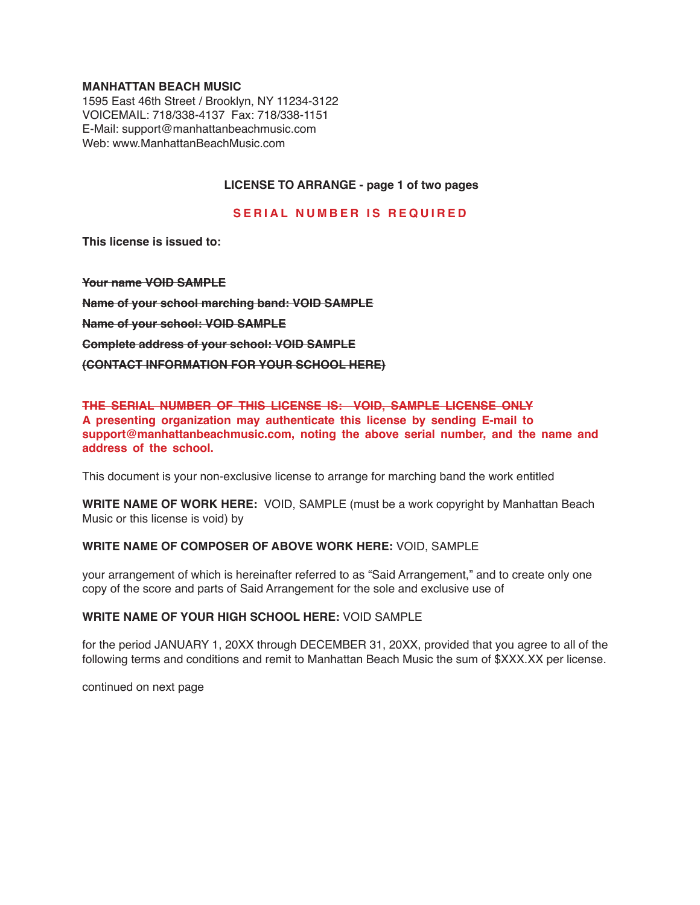**MANHATTAN BEACH MUSIC**
1595 East 46th Street / Brooklyn, NY 11234-3122
VOICEMAIL: 718/338-4137 Fax: 718/338-1151
E-Mail: support@manhattanbeachmusic.com
Web: www.ManhattanBeachMusic.com

**LICENSE TO ARRANGE - page 1 of two pages**

**SERIAL NUMBER IS REQUIRED**

**This license is issued to:**

~~**Your name VOID SAMPLE**~~

~~**Name of your school marching band: VOID SAMPLE**~~

~~**Name of your school: VOID SAMPLE**~~

~~**Complete address of your school: VOID SAMPLE**~~

~~**(CONTACT INFORMATION FOR YOUR SCHOOL HERE)**~~

~~**THE SERIAL NUMBER OF THIS LICENSE IS: VOID, SAMPLE LICENSE ONLY**~~
**A presenting organization may authenticate this license by sending E-mail to support@manhattanbeachmusic.com, noting the above serial number, and the name and address of the school.**

This document is your non-exclusive license to arrange for marching band the work entitled

**WRITE NAME OF WORK HERE:** VOID, SAMPLE (must be a work copyright by Manhattan Beach Music or this license is void) by

**WRITE NAME OF COMPOSER OF ABOVE WORK HERE:** VOID, SAMPLE

your arrangement of which is hereinafter referred to as "Said Arrangement," and to create only one copy of the score and parts of Said Arrangement for the sole and exclusive use of

**WRITE NAME OF YOUR HIGH SCHOOL HERE:** VOID SAMPLE

for the period JANUARY 1, 20XX through DECEMBER 31, 20XX, provided that you agree to all of the following terms and conditions and remit to Manhattan Beach Music the sum of $XXX.XX per license.

continued on next page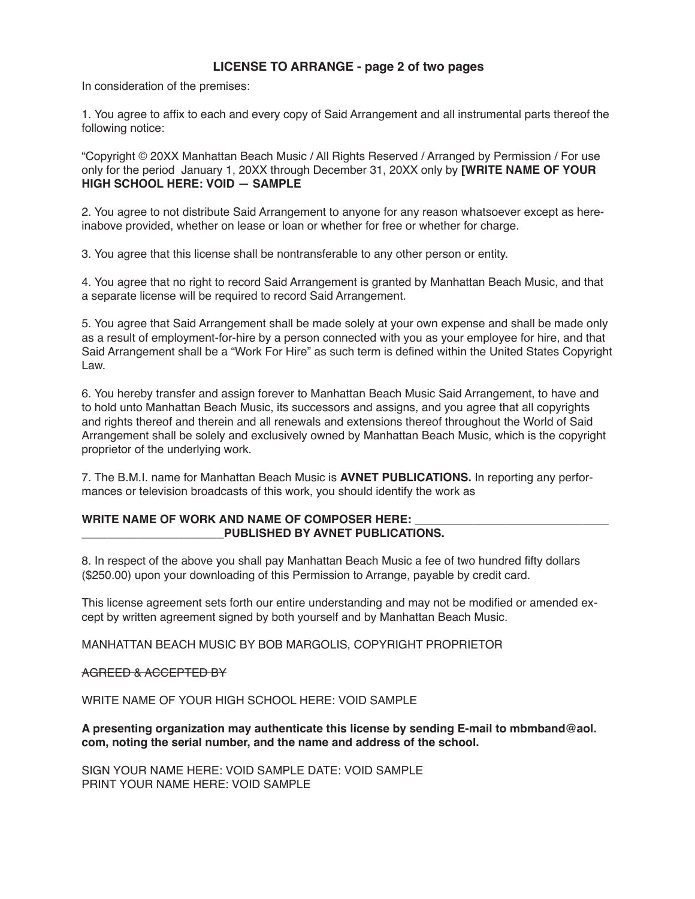**LICENSE TO ARRANGE - page 2 of two pages**

In consideration of the premises:

1. You agree to affix to each and every copy of Said Arrangement and all instrumental parts thereof the following notice:

"Copyright © 20XX Manhattan Beach Music / All Rights Reserved / Arranged by Permission / For use only for the period January 1, 20XX through December 31, 20XX only by **[WRITE NAME OF YOUR HIGH SCHOOL HERE: VOID — SAMPLE**

2. You agree to not distribute Said Arrangement to anyone for any reason whatsoever except as hereinabove provided, whether on lease or loan or whether for free or whether for charge.

3. You agree that this license shall be nontransferable to any other person or entity.

4. You agree that no right to record Said Arrangement is granted by Manhattan Beach Music, and that a separate license will be required to record Said Arrangement.

5. You agree that Said Arrangement shall be made solely at your own expense and shall be made only as a result of employment-for-hire by a person connected with you as your employee for hire, and that Said Arrangement shall be a "Work For Hire" as such term is defined within the United States Copyright Law.

6. You hereby transfer and assign forever to Manhattan Beach Music Said Arrangement, to have and to hold unto Manhattan Beach Music, its successors and assigns, and you agree that all copyrights and rights thereof and therein and all renewals and extensions thereof throughout the World of Said Arrangement shall be solely and exclusively owned by Manhattan Beach Music, which is the copyright proprietor of the underlying work.

7. The B.M.I. name for Manhattan Beach Music is **AVNET PUBLICATIONS.** In reporting any performances or television broadcasts of this work, you should identify the work as

**WRITE NAME OF WORK AND NAME OF COMPOSER HERE: ______________________________ _____________________PUBLISHED BY AVNET PUBLICATIONS.**

8. In respect of the above you shall pay Manhattan Beach Music a fee of two hundred fifty dollars ($250.00) upon your downloading of this Permission to Arrange, payable by credit card.

This license agreement sets forth our entire understanding and may not be modified or amended except by written agreement signed by both yourself and by Manhattan Beach Music.

MANHATTAN BEACH MUSIC BY BOB MARGOLIS, COPYRIGHT PROPRIETOR

~~AGREED & ACCEPTED BY~~

WRITE NAME OF YOUR HIGH SCHOOL HERE: VOID SAMPLE

**A presenting organization may authenticate this license by sending E-mail to mbmband@aol.com, noting the serial number, and the name and address of the school.**

SIGN YOUR NAME HERE: VOID SAMPLE DATE: VOID SAMPLE
PRINT YOUR NAME HERE: VOID SAMPLE